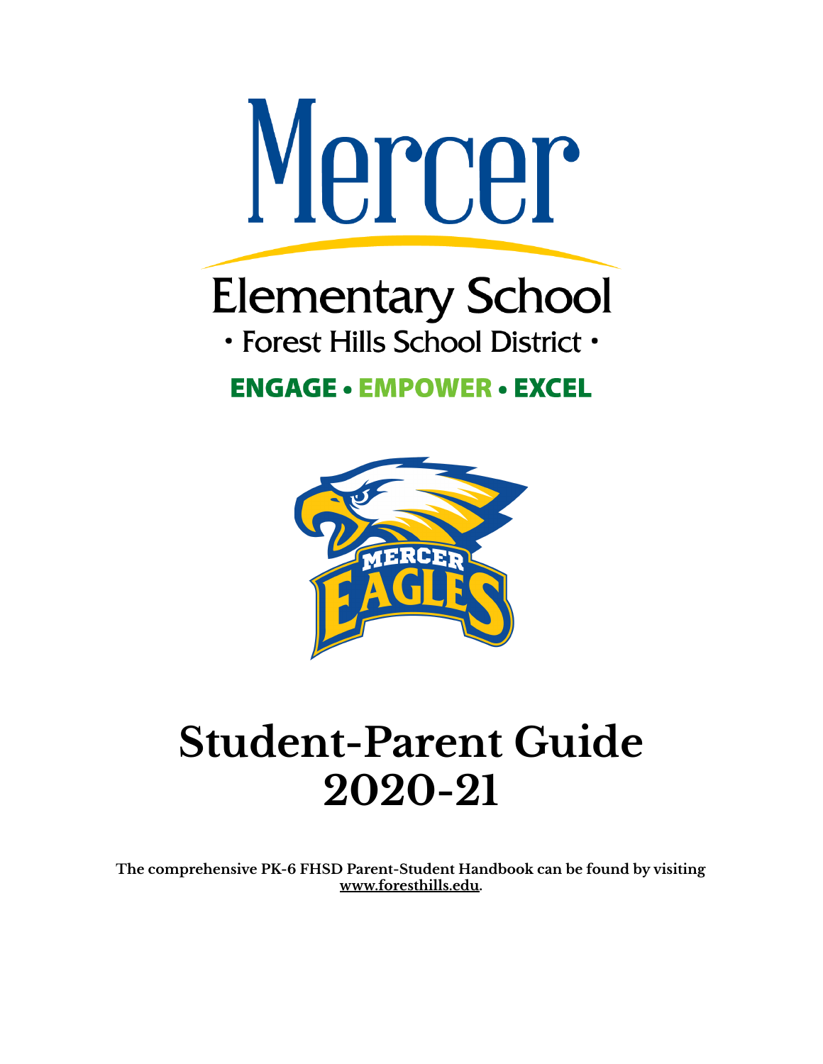# Mercer

## Elementary School

· Forest Hills School District ·

**ENGAGE • EMPOWER • EXCEL**

# Student-Parent Guide 2020-21

**The comprehensive PK-6 FHSD Parent-Student Handbook can be found by visiting www.foresthills.edu.**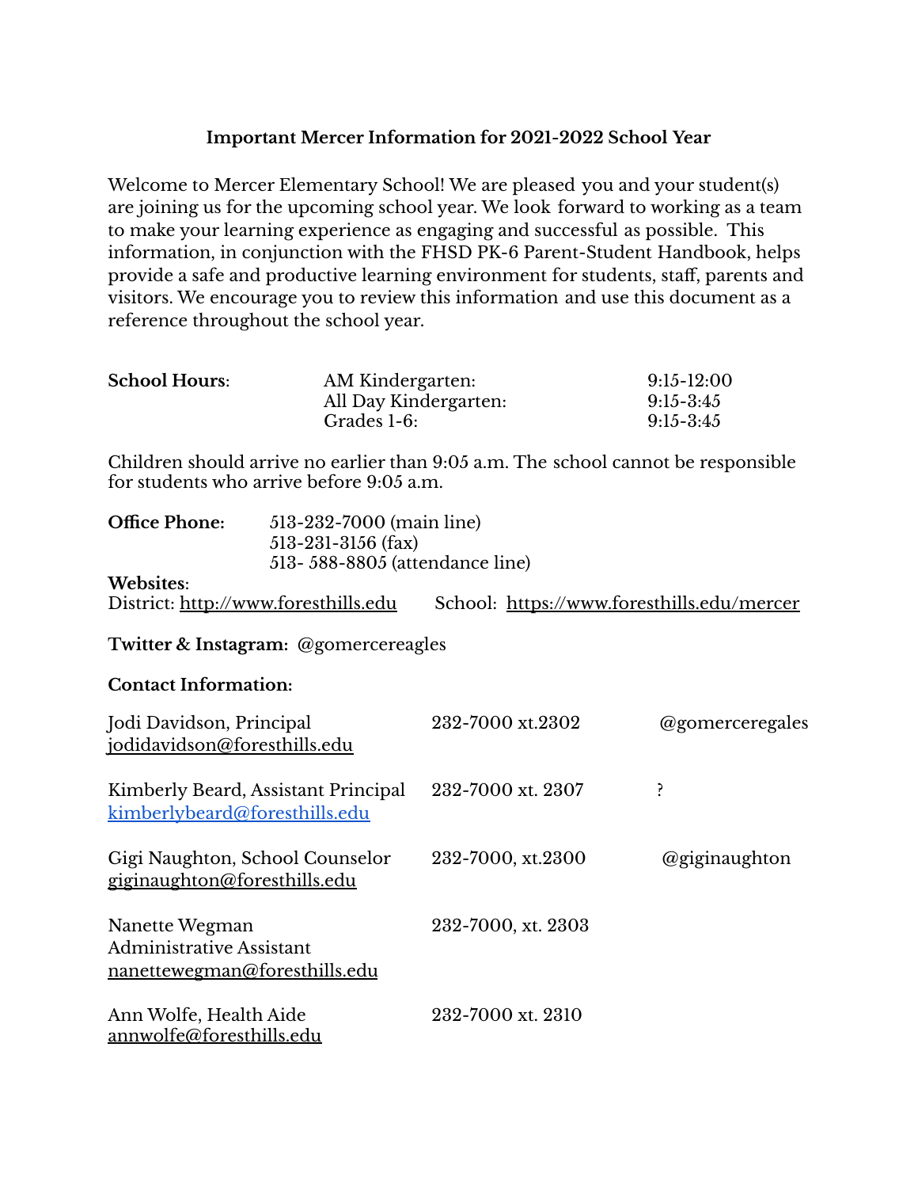**Important Mercer Information for 2021-2022 School Year**

Welcome to Mercer Elementary School! We are pleased you and your student(s) are joining us for the upcoming school year. We look forward to working as a team to make your learning experience as engaging and successful as possible. This information, in conjunction with the FHSD PK-6 Parent-Student Handbook, helps provide a safe and productive learning environment for students, staff, parents and visitors. We encourage you to review this information and use this document as a reference throughout the school year.

| **School Hours**: | AM Kindergarten: | 9:15-12:00 |
|---|---|---|
| | All Day Kindergarten: | 9:15-3:45 |
| | Grades 1-6: | 9:15-3:45 |

Children should arrive no earlier than 9:05 a.m. The school cannot be responsible for students who arrive before 9:05 a.m.

**Office Phone:** 513-232-7000 (main line)
513-231-3156 (fax)
513- 588-8805 (attendance line)

**Websites**:
District: http://www.foresthills.edu School: https://www.foresthills.edu/mercer

**Twitter & Instagram:** @gomercereagles

**Contact Information:**

| | | |
|---|---|---|
| Jodi Davidson, Principal<br>jodidavidson@foresthills.edu | 232-7000 xt.2302 | @gomerceregales |
| Kimberly Beard, Assistant Principal<br>kimberlybeard@foresthills.edu | 232-7000 xt. 2307 | ? |
| Gigi Naughton, School Counselor<br>giginaughton@foresthills.edu | 232-7000, xt.2300 | @giginaughton |
| Nanette Wegman<br>Administrative Assistant<br>nanettewegman@foresthills.edu | 232-7000, xt. 2303 | |
| Ann Wolfe, Health Aide<br>annwolfe@foresthills.edu | 232-7000 xt. 2310 | |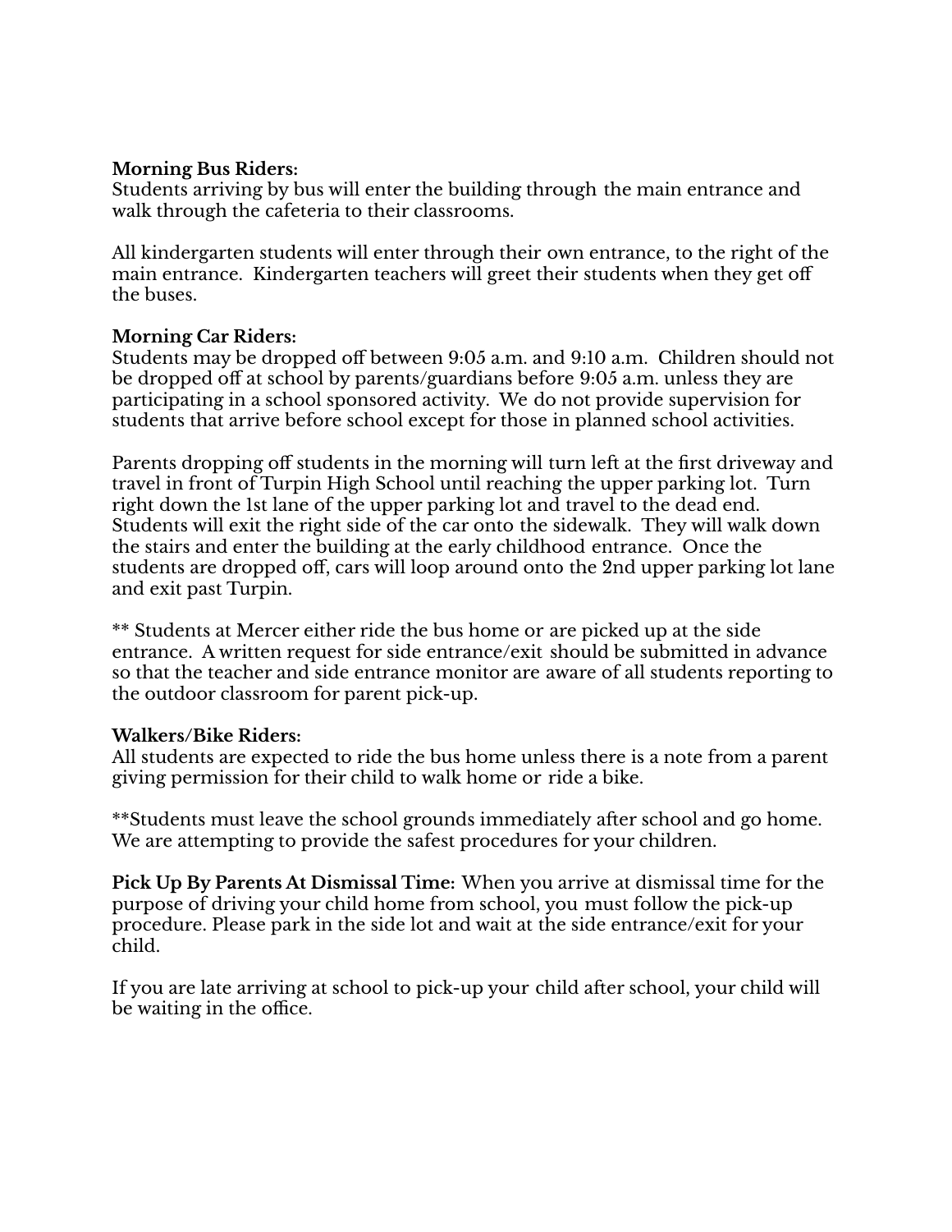**Morning Bus Riders:**
Students arriving by bus will enter the building through the main entrance and walk through the cafeteria to their classrooms.

All kindergarten students will enter through their own entrance, to the right of the main entrance. Kindergarten teachers will greet their students when they get off the buses.

**Morning Car Riders:**
Students may be dropped off between 9:05 a.m. and 9:10 a.m. Children should not be dropped off at school by parents/guardians before 9:05 a.m. unless they are participating in a school sponsored activity. We do not provide supervision for students that arrive before school except for those in planned school activities.

Parents dropping off students in the morning will turn left at the first driveway and travel in front of Turpin High School until reaching the upper parking lot. Turn right down the 1st lane of the upper parking lot and travel to the dead end. Students will exit the right side of the car onto the sidewalk. They will walk down the stairs and enter the building at the early childhood entrance. Once the students are dropped off, cars will loop around onto the 2nd upper parking lot lane and exit past Turpin.

** Students at Mercer either ride the bus home or are picked up at the side entrance. A written request for side entrance/exit should be submitted in advance so that the teacher and side entrance monitor are aware of all students reporting to the outdoor classroom for parent pick-up.

**Walkers/Bike Riders:**
All students are expected to ride the bus home unless there is a note from a parent giving permission for their child to walk home or ride a bike.

**Students must leave the school grounds immediately after school and go home. We are attempting to provide the safest procedures for your children.

**Pick Up By Parents At Dismissal Time:** When you arrive at dismissal time for the purpose of driving your child home from school, you must follow the pick-up procedure. Please park in the side lot and wait at the side entrance/exit for your child.

If you are late arriving at school to pick-up your child after school, your child will be waiting in the office.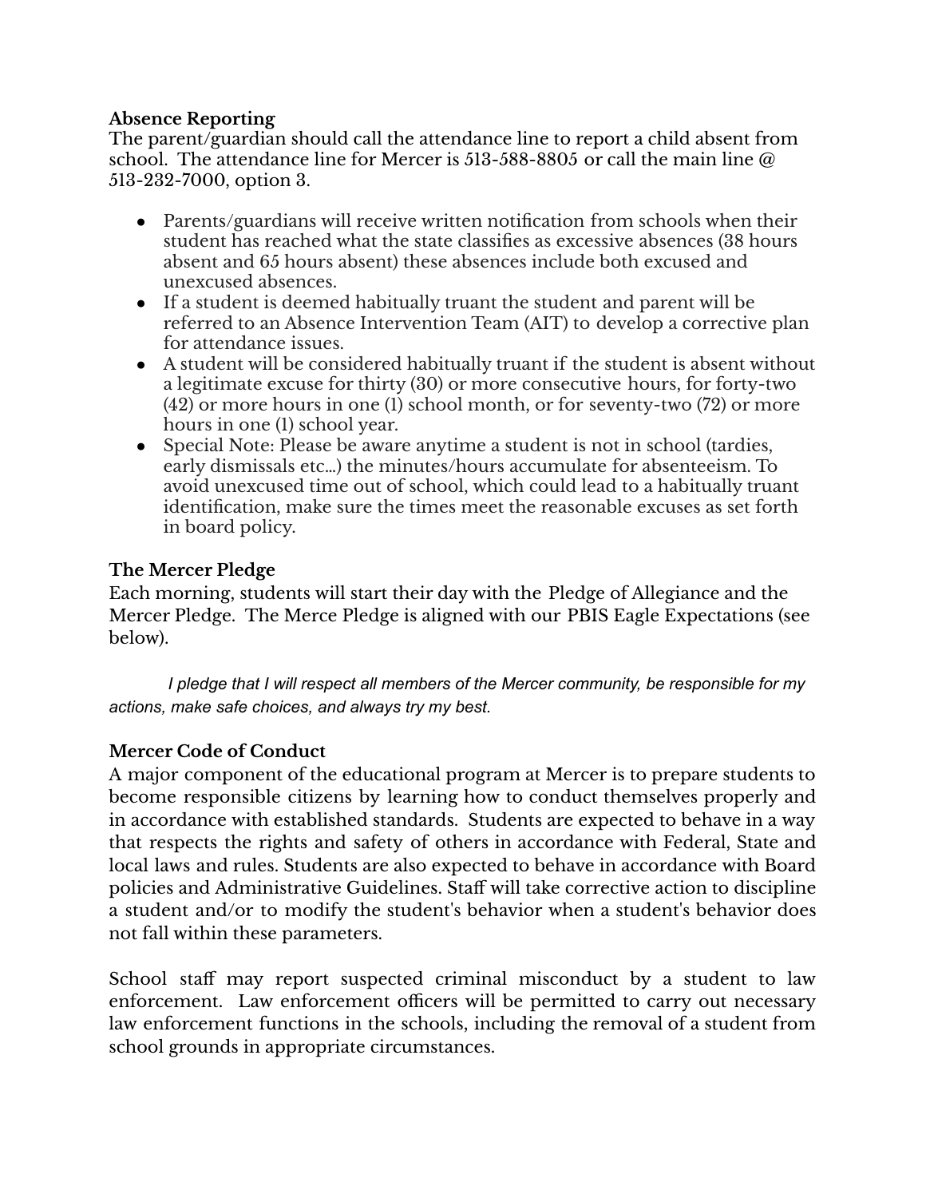**Absence Reporting**

The parent/guardian should call the attendance line to report a child absent from school. The attendance line for Mercer is 513-588-8805 or call the main line @ 513-232-7000, option 3.

- Parents/guardians will receive written notification from schools when their student has reached what the state classifies as excessive absences (38 hours absent and 65 hours absent) these absences include both excused and unexcused absences.
- If a student is deemed habitually truant the student and parent will be referred to an Absence Intervention Team (AIT) to develop a corrective plan for attendance issues.
- A student will be considered habitually truant if the student is absent without a legitimate excuse for thirty (30) or more consecutive hours, for forty-two (42) or more hours in one (1) school month, or for seventy-two (72) or more hours in one (1) school year.
- Special Note: Please be aware anytime a student is not in school (tardies, early dismissals etc...) the minutes/hours accumulate for absenteeism. To avoid unexcused time out of school, which could lead to a habitually truant identification, make sure the times meet the reasonable excuses as set forth in board policy.

**The Mercer Pledge**

Each morning, students will start their day with the Pledge of Allegiance and the Mercer Pledge. The Merce Pledge is aligned with our PBIS Eagle Expectations (see below).

*I pledge that I will respect all members of the Mercer community, be responsible for my actions, make safe choices, and always try my best.*

**Mercer Code of Conduct**

A major component of the educational program at Mercer is to prepare students to become responsible citizens by learning how to conduct themselves properly and in accordance with established standards. Students are expected to behave in a way that respects the rights and safety of others in accordance with Federal, State and local laws and rules. Students are also expected to behave in accordance with Board policies and Administrative Guidelines. Staff will take corrective action to discipline a student and/or to modify the student's behavior when a student's behavior does not fall within these parameters.

School staff may report suspected criminal misconduct by a student to law enforcement. Law enforcement officers will be permitted to carry out necessary law enforcement functions in the schools, including the removal of a student from school grounds in appropriate circumstances.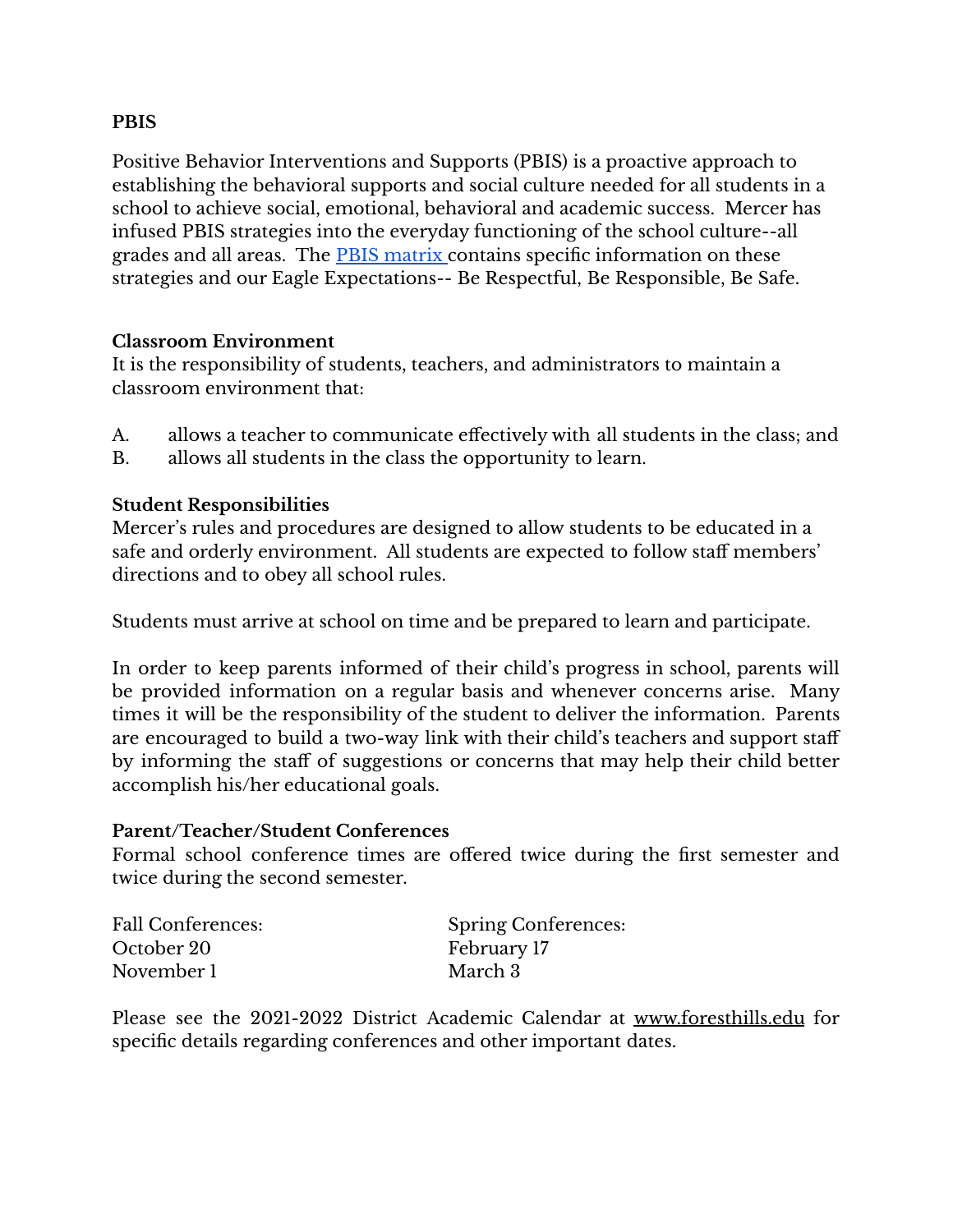**PBIS**

Positive Behavior Interventions and Supports (PBIS) is a proactive approach to establishing the behavioral supports and social culture needed for all students in a school to achieve social, emotional, behavioral and academic success. Mercer has infused PBIS strategies into the everyday functioning of the school culture--all grades and all areas. The PBIS matrix contains specific information on these strategies and our Eagle Expectations-- Be Respectful, Be Responsible, Be Safe.

**Classroom Environment**

It is the responsibility of students, teachers, and administrators to maintain a classroom environment that:

A. allows a teacher to communicate effectively with all students in the class; and
B. allows all students in the class the opportunity to learn.

**Student Responsibilities**

Mercer's rules and procedures are designed to allow students to be educated in a safe and orderly environment. All students are expected to follow staff members' directions and to obey all school rules.

Students must arrive at school on time and be prepared to learn and participate.

In order to keep parents informed of their child's progress in school, parents will be provided information on a regular basis and whenever concerns arise. Many times it will be the responsibility of the student to deliver the information. Parents are encouraged to build a two-way link with their child's teachers and support staff by informing the staff of suggestions or concerns that may help their child better accomplish his/her educational goals.

**Parent/Teacher/Student Conferences**

Formal school conference times are offered twice during the first semester and twice during the second semester.

| Fall Conferences: | Spring Conferences: |
|---|---|
| October 20 | February 17 |
| November 1 | March 3 |

Please see the 2021-2022 District Academic Calendar at www.foresthills.edu for specific details regarding conferences and other important dates.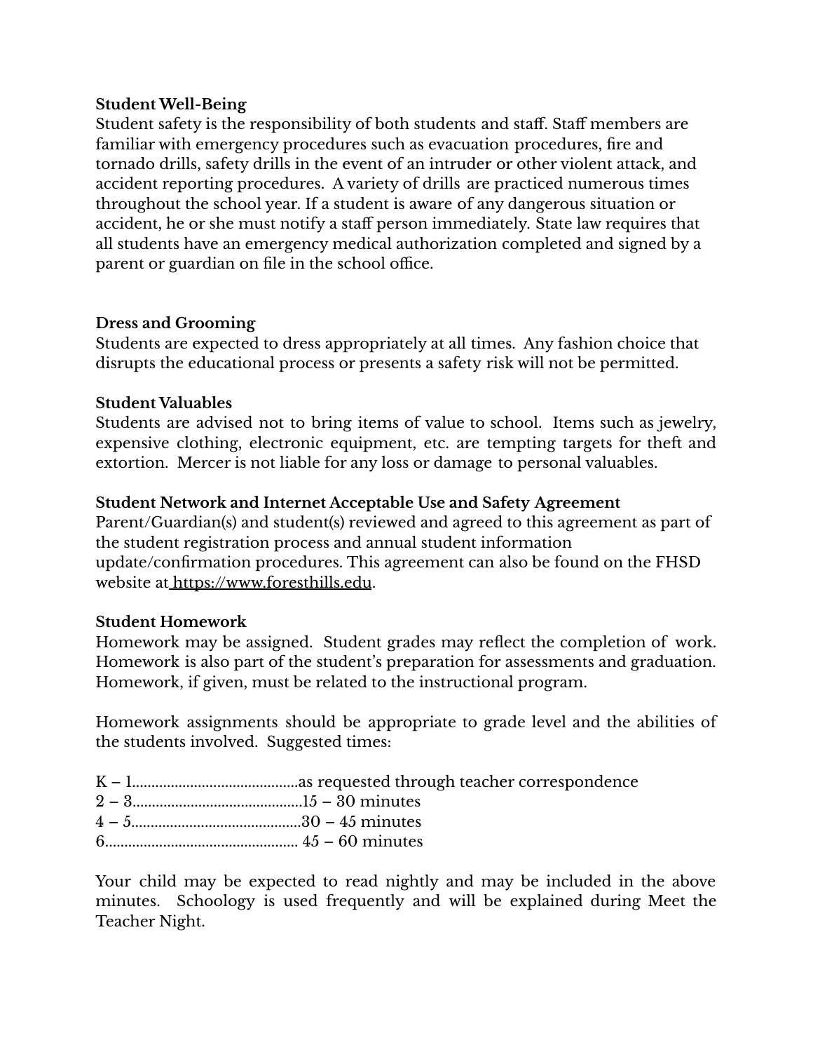**Student Well-Being**
Student safety is the responsibility of both students and staff. Staff members are familiar with emergency procedures such as evacuation procedures, fire and tornado drills, safety drills in the event of an intruder or other violent attack, and accident reporting procedures. A variety of drills are practiced numerous times throughout the school year. If a student is aware of any dangerous situation or accident, he or she must notify a staff person immediately. State law requires that all students have an emergency medical authorization completed and signed by a parent or guardian on file in the school office.

**Dress and Grooming**
Students are expected to dress appropriately at all times. Any fashion choice that disrupts the educational process or presents a safety risk will not be permitted.

**Student Valuables**
Students are advised not to bring items of value to school. Items such as jewelry, expensive clothing, electronic equipment, etc. are tempting targets for theft and extortion. Mercer is not liable for any loss or damage to personal valuables.

**Student Network and Internet Acceptable Use and Safety Agreement**
Parent/Guardian(s) and student(s) reviewed and agreed to this agreement as part of the student registration process and annual student information update/confirmation procedures. This agreement can also be found on the FHSD website at https://www.foresthills.edu.

**Student Homework**
Homework may be assigned. Student grades may reflect the completion of work. Homework is also part of the student's preparation for assessments and graduation. Homework, if given, must be related to the instructional program.

Homework assignments should be appropriate to grade level and the abilities of the students involved. Suggested times:

K – 1...........................................as requested through teacher correspondence
2 – 3............................................15 – 30 minutes
4 – 5............................................30 – 45 minutes
6.................................................. 45 – 60 minutes

Your child may be expected to read nightly and may be included in the above minutes. Schoology is used frequently and will be explained during Meet the Teacher Night.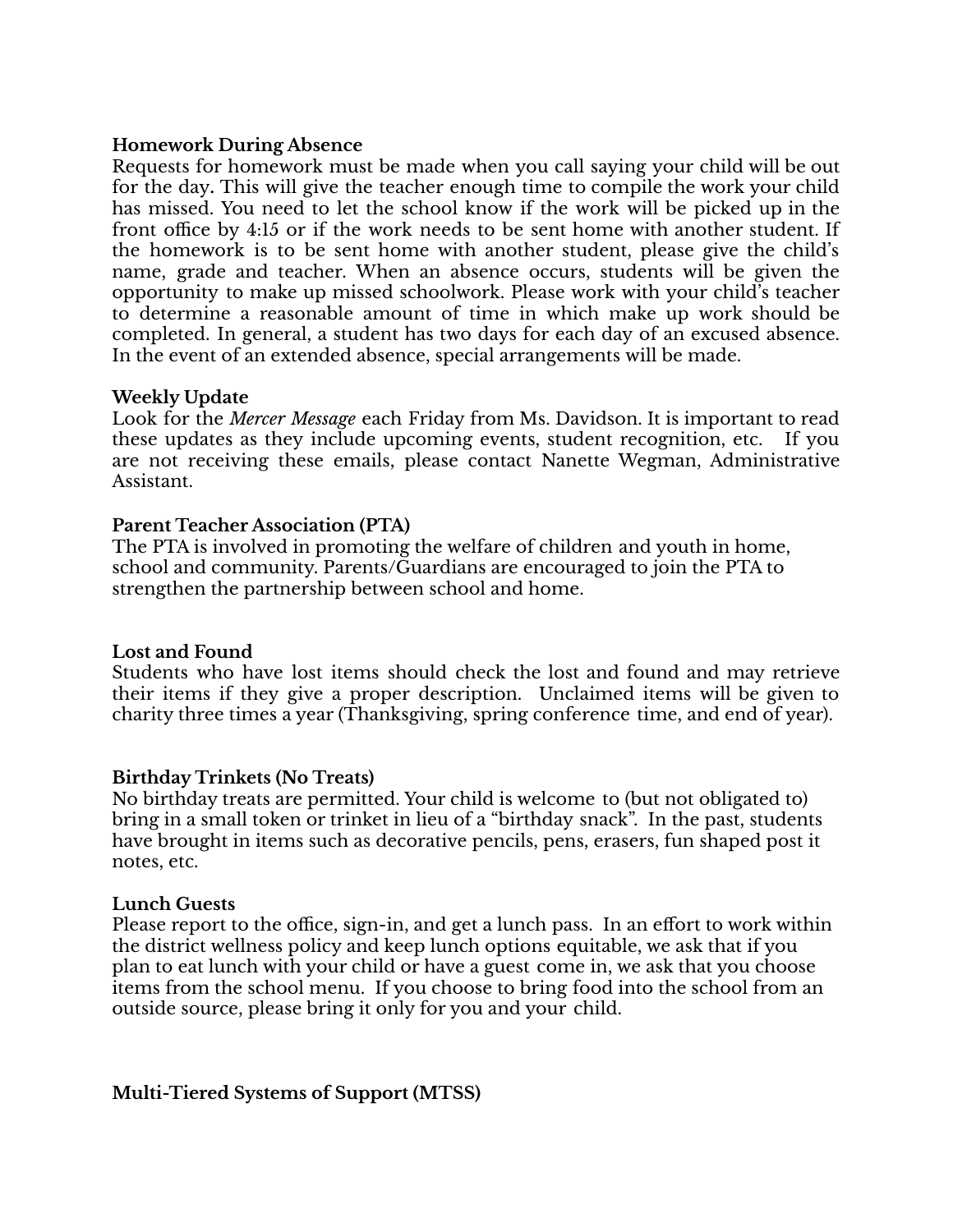**Homework During Absence**

Requests for homework must be made when you call saying your child will be out for the day. This will give the teacher enough time to compile the work your child has missed. You need to let the school know if the work will be picked up in the front office by 4:15 or if the work needs to be sent home with another student. If the homework is to be sent home with another student, please give the child's name, grade and teacher. When an absence occurs, students will be given the opportunity to make up missed schoolwork. Please work with your child's teacher to determine a reasonable amount of time in which make up work should be completed. In general, a student has two days for each day of an excused absence. In the event of an extended absence, special arrangements will be made.

**Weekly Update**

Look for the *Mercer Message* each Friday from Ms. Davidson. It is important to read these updates as they include upcoming events, student recognition, etc. If you are not receiving these emails, please contact Nanette Wegman, Administrative Assistant.

**Parent Teacher Association (PTA)**

The PTA is involved in promoting the welfare of children and youth in home, school and community. Parents/Guardians are encouraged to join the PTA to strengthen the partnership between school and home.

**Lost and Found**

Students who have lost items should check the lost and found and may retrieve their items if they give a proper description. Unclaimed items will be given to charity three times a year (Thanksgiving, spring conference time, and end of year).

**Birthday Trinkets (No Treats)**

No birthday treats are permitted. Your child is welcome to (but not obligated to) bring in a small token or trinket in lieu of a "birthday snack". In the past, students have brought in items such as decorative pencils, pens, erasers, fun shaped post it notes, etc.

**Lunch Guests**

Please report to the office, sign-in, and get a lunch pass. In an effort to work within the district wellness policy and keep lunch options equitable, we ask that if you plan to eat lunch with your child or have a guest come in, we ask that you choose items from the school menu. If you choose to bring food into the school from an outside source, please bring it only for you and your child.

**Multi-Tiered Systems of Support (MTSS)**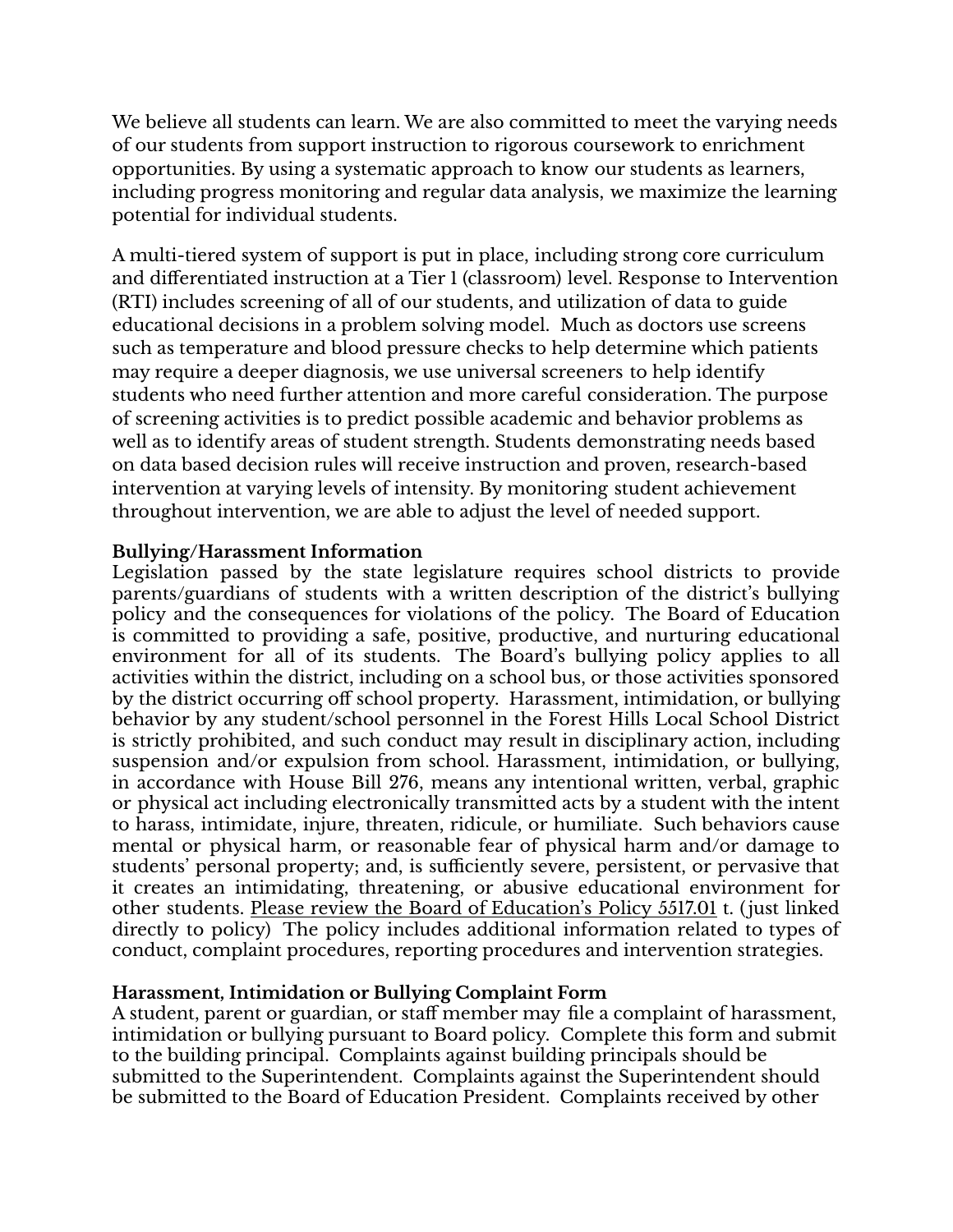We believe all students can learn. We are also committed to meet the varying needs of our students from support instruction to rigorous coursework to enrichment opportunities. By using a systematic approach to know our students as learners, including progress monitoring and regular data analysis, we maximize the learning potential for individual students.

A multi-tiered system of support is put in place, including strong core curriculum and differentiated instruction at a Tier 1 (classroom) level. Response to Intervention (RTI) includes screening of all of our students, and utilization of data to guide educational decisions in a problem solving model. Much as doctors use screens such as temperature and blood pressure checks to help determine which patients may require a deeper diagnosis, we use universal screeners to help identify students who need further attention and more careful consideration. The purpose of screening activities is to predict possible academic and behavior problems as well as to identify areas of student strength. Students demonstrating needs based on data based decision rules will receive instruction and proven, research-based intervention at varying levels of intensity. By monitoring student achievement throughout intervention, we are able to adjust the level of needed support.

**Bullying/Harassment Information**

Legislation passed by the state legislature requires school districts to provide parents/guardians of students with a written description of the district's bullying policy and the consequences for violations of the policy. The Board of Education is committed to providing a safe, positive, productive, and nurturing educational environment for all of its students. The Board's bullying policy applies to all activities within the district, including on a school bus, or those activities sponsored by the district occurring off school property. Harassment, intimidation, or bullying behavior by any student/school personnel in the Forest Hills Local School District is strictly prohibited, and such conduct may result in disciplinary action, including suspension and/or expulsion from school. Harassment, intimidation, or bullying, in accordance with House Bill 276, means any intentional written, verbal, graphic or physical act including electronically transmitted acts by a student with the intent to harass, intimidate, injure, threaten, ridicule, or humiliate. Such behaviors cause mental or physical harm, or reasonable fear of physical harm and/or damage to students' personal property; and, is sufficiently severe, persistent, or pervasive that it creates an intimidating, threatening, or abusive educational environment for other students. Please review the Board of Education's Policy 5517.01 t. (just linked directly to policy) The policy includes additional information related to types of conduct, complaint procedures, reporting procedures and intervention strategies.

**Harassment, Intimidation or Bullying Complaint Form**

A student, parent or guardian, or staff member may file a complaint of harassment, intimidation or bullying pursuant to Board policy. Complete this form and submit to the building principal. Complaints against building principals should be submitted to the Superintendent. Complaints against the Superintendent should be submitted to the Board of Education President. Complaints received by other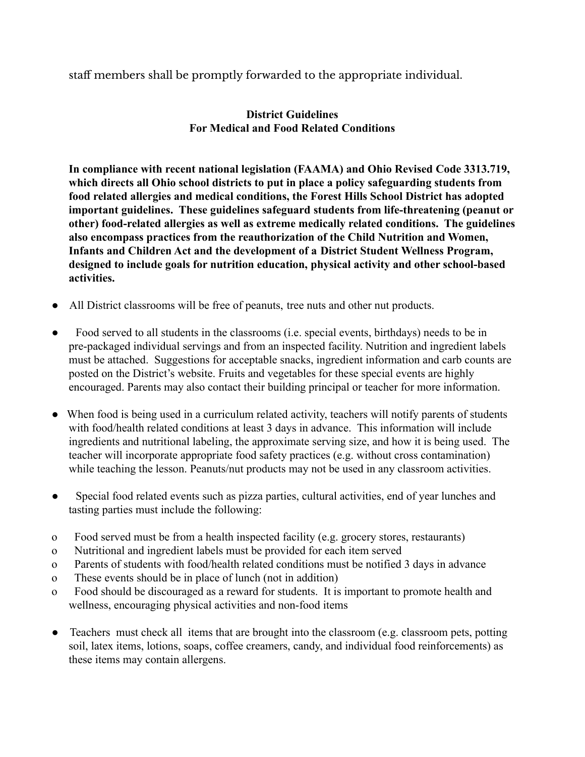staff members shall be promptly forwarded to the appropriate individual.

## District Guidelines
## For Medical and Food Related Conditions

**In compliance with recent national legislation (FAAMA) and Ohio Revised Code 3313.719, which directs all Ohio school districts to put in place a policy safeguarding students from food related allergies and medical conditions, the Forest Hills School District has adopted important guidelines. These guidelines safeguard students from life-threatening (peanut or other) food-related allergies as well as extreme medically related conditions. The guidelines also encompass practices from the reauthorization of the Child Nutrition and Women, Infants and Children Act and the development of a District Student Wellness Program, designed to include goals for nutrition education, physical activity and other school-based activities.**

- All District classrooms will be free of peanuts, tree nuts and other nut products.
- Food served to all students in the classrooms (i.e. special events, birthdays) needs to be in pre-packaged individual servings and from an inspected facility. Nutrition and ingredient labels must be attached. Suggestions for acceptable snacks, ingredient information and carb counts are posted on the District's website. Fruits and vegetables for these special events are highly encouraged. Parents may also contact their building principal or teacher for more information.
- When food is being used in a curriculum related activity, teachers will notify parents of students with food/health related conditions at least 3 days in advance. This information will include ingredients and nutritional labeling, the approximate serving size, and how it is being used. The teacher will incorporate appropriate food safety practices (e.g. without cross contamination) while teaching the lesson. Peanuts/nut products may not be used in any classroom activities.
- Special food related events such as pizza parties, cultural activities, end of year lunches and tasting parties must include the following:
  - Food served must be from a health inspected facility (e.g. grocery stores, restaurants)
  - Nutritional and ingredient labels must be provided for each item served
  - Parents of students with food/health related conditions must be notified 3 days in advance
  - These events should be in place of lunch (not in addition)
  - Food should be discouraged as a reward for students. It is important to promote health and wellness, encouraging physical activities and non-food items
- Teachers must check all items that are brought into the classroom (e.g. classroom pets, potting soil, latex items, lotions, soaps, coffee creamers, candy, and individual food reinforcements) as these items may contain allergens.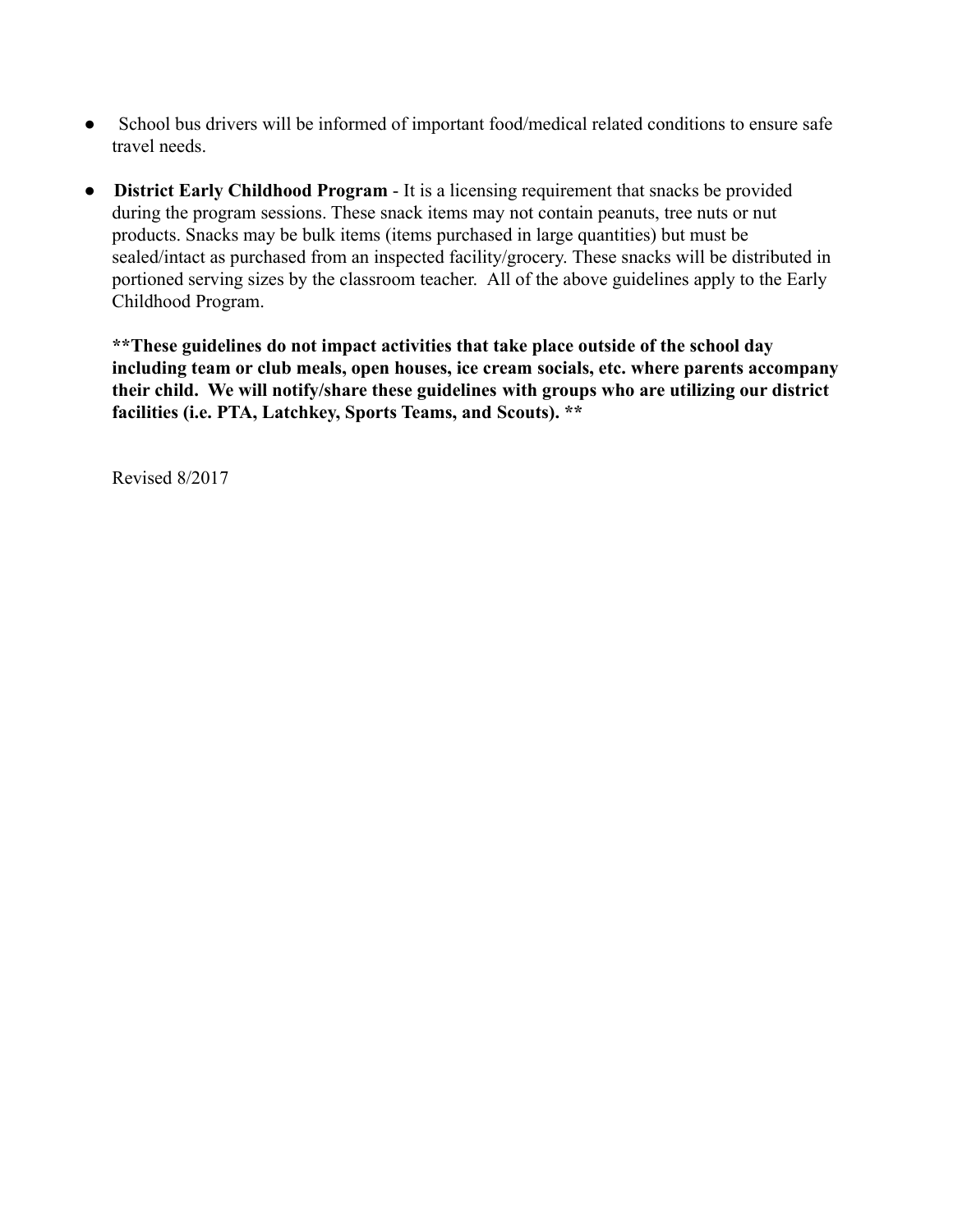- School bus drivers will be informed of important food/medical related conditions to ensure safe travel needs.

- **District Early Childhood Program** - It is a licensing requirement that snacks be provided during the program sessions. These snack items may not contain peanuts, tree nuts or nut products. Snacks may be bulk items (items purchased in large quantities) but must be sealed/intact as purchased from an inspected facility/grocery. These snacks will be distributed in portioned serving sizes by the classroom teacher. All of the above guidelines apply to the Early Childhood Program.

  **\*\*These guidelines do not impact activities that take place outside of the school day including team or club meals, open houses, ice cream socials, etc. where parents accompany their child. We will notify/share these guidelines with groups who are utilizing our district facilities (i.e. PTA, Latchkey, Sports Teams, and Scouts). \*\***

  Revised 8/2017